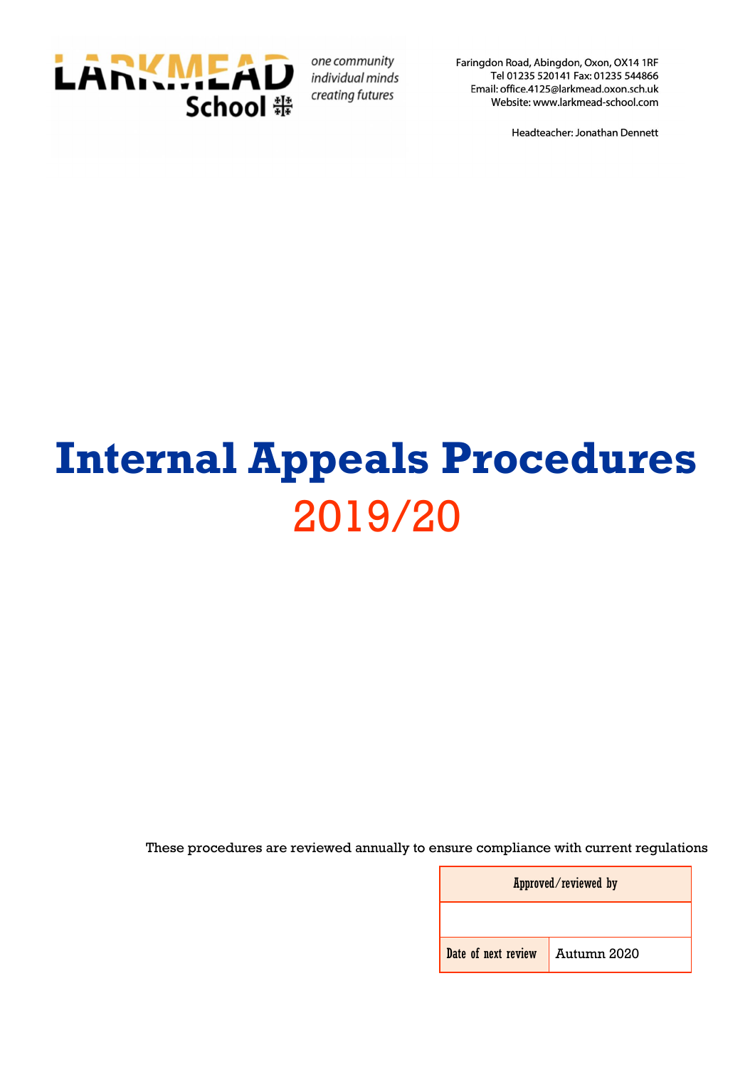LARKMEAD School

one community
individual minds
creating futures

Faringdon Road, Abingdon, Oxon, OX14 1RF
Tel 01235 520141 Fax: 01235 544866
Email: office.4125@larkmead.oxon.sch.uk
Website: www.larkmead-school.com

Headteacher: Jonathan Dennett

# Internal Appeals Procedures

## 2019/20

These procedures are reviewed annually to ensure compliance with current regulations

| Approved/reviewed by | |
| --- | --- |
| | |
| Date of next review | Autumn 2020 |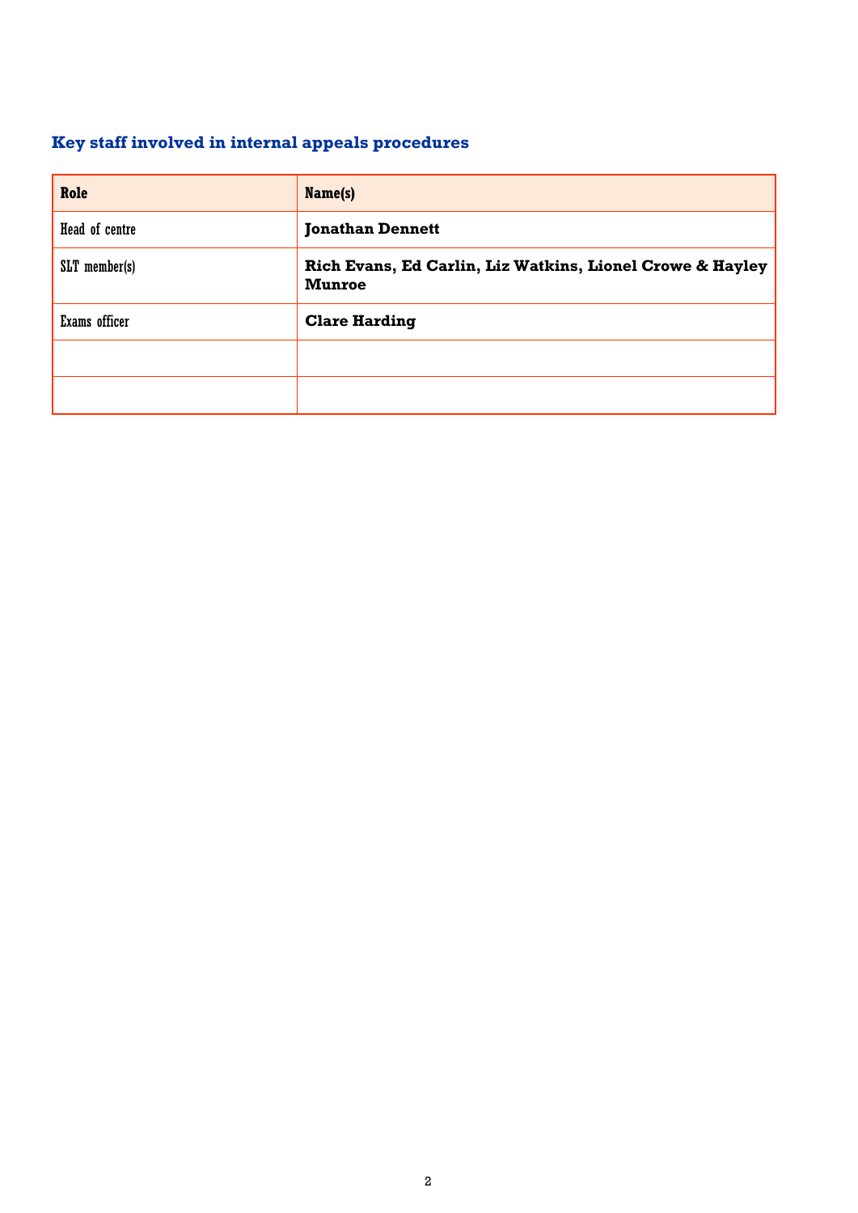### Key staff involved in internal appeals procedures

| Role | Name(s) |
|---|---|
| Head of centre | **Jonathan Dennett** |
| SLT member(s) | **Rich Evans, Ed Carlin, Liz Watkins, Lionel Crowe & Hayley Munroe** |
| Exams officer | **Clare Harding** |
| | |
| | |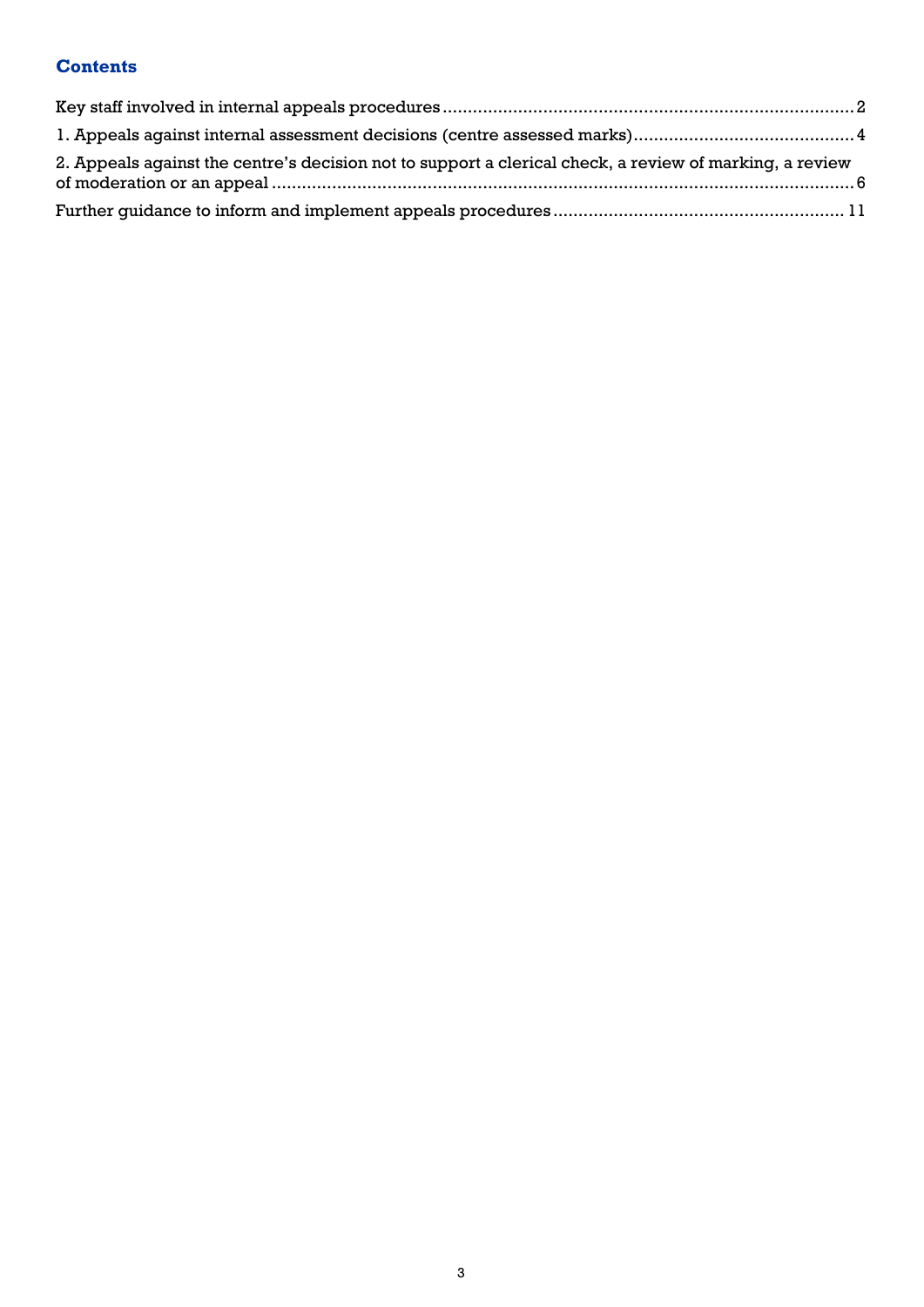## Contents

Key staff involved in internal appeals procedures ........ 2

1. Appeals against internal assessment decisions (centre assessed marks) ........ 4

2. Appeals against the centre's decision not to support a clerical check, a review of marking, a review of moderation or an appeal ........ 6

Further guidance to inform and implement appeals procedures ........ 11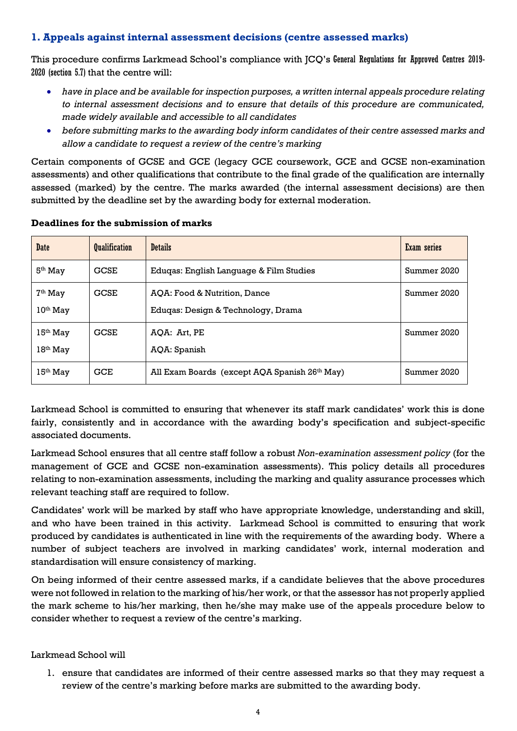## 1. Appeals against internal assessment decisions (centre assessed marks)

This procedure confirms Larkmead School's compliance with JCQ's General Regulations for Approved Centres 2019-2020 (section 5.7) that the centre will:

- *have in place and be available for inspection purposes, a written internal appeals procedure relating to internal assessment decisions and to ensure that details of this procedure are communicated, made widely available and accessible to all candidates*
- *before submitting marks to the awarding body inform candidates of their centre assessed marks and allow a candidate to request a review of the centre's marking*

Certain components of GCSE and GCE (legacy GCE coursework, GCE and GCSE non-examination assessments) and other qualifications that contribute to the final grade of the qualification are internally assessed (marked) by the centre. The marks awarded (the internal assessment decisions) are then submitted by the deadline set by the awarding body for external moderation.

**Deadlines for the submission of marks**

| Date | Qualification | Details | Exam series |
|---|---|---|---|
| 5th May | GCSE | Eduqas: English Language & Film Studies | Summer 2020 |
| 7th May<br>10th May | GCSE | AQA: Food & Nutrition, Dance<br>Eduqas: Design & Technology, Drama | Summer 2020 |
| 15th May<br>18th May | GCSE | AQA: Art, PE<br>AQA: Spanish | Summer 2020 |
| 15th May | GCE | All Exam Boards (except AQA Spanish 26th May) | Summer 2020 |

Larkmead School is committed to ensuring that whenever its staff mark candidates' work this is done fairly, consistently and in accordance with the awarding body's specification and subject-specific associated documents.

Larkmead School ensures that all centre staff follow a robust *Non-examination assessment policy* (for the management of GCE and GCSE non-examination assessments). This policy details all procedures relating to non-examination assessments, including the marking and quality assurance processes which relevant teaching staff are required to follow.

Candidates' work will be marked by staff who have appropriate knowledge, understanding and skill, and who have been trained in this activity. Larkmead School is committed to ensuring that work produced by candidates is authenticated in line with the requirements of the awarding body. Where a number of subject teachers are involved in marking candidates' work, internal moderation and standardisation will ensure consistency of marking.

On being informed of their centre assessed marks, if a candidate believes that the above procedures were not followed in relation to the marking of his/her work, or that the assessor has not properly applied the mark scheme to his/her marking, then he/she may make use of the appeals procedure below to consider whether to request a review of the centre's marking.

Larkmead School will

1. ensure that candidates are informed of their centre assessed marks so that they may request a review of the centre's marking before marks are submitted to the awarding body.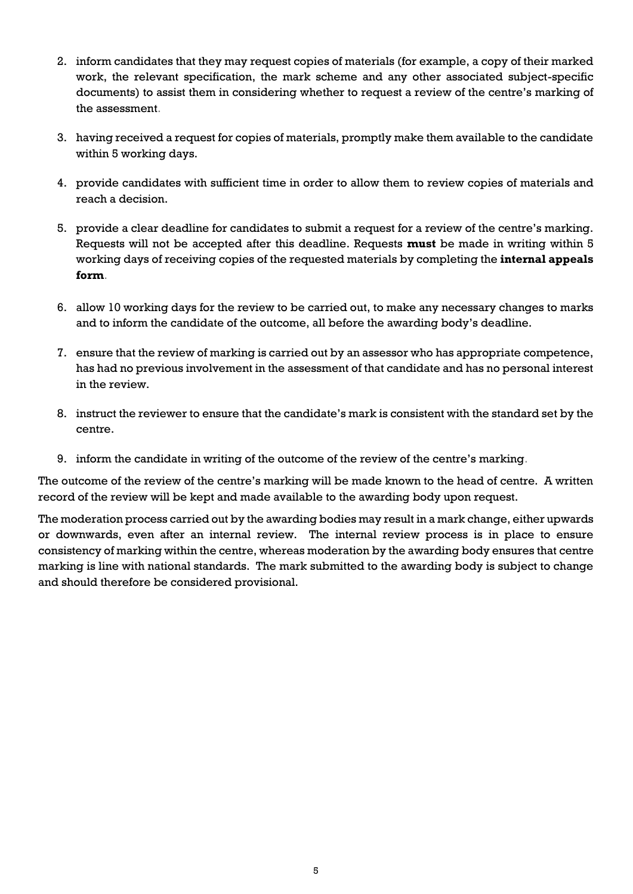2. inform candidates that they may request copies of materials (for example, a copy of their marked work, the relevant specification, the mark scheme and any other associated subject-specific documents) to assist them in considering whether to request a review of the centre's marking of the assessment.

3. having received a request for copies of materials, promptly make them available to the candidate within 5 working days.

4. provide candidates with sufficient time in order to allow them to review copies of materials and reach a decision.

5. provide a clear deadline for candidates to submit a request for a review of the centre's marking. Requests will not be accepted after this deadline. Requests **must** be made in writing within 5 working days of receiving copies of the requested materials by completing the **internal appeals form**.

6. allow 10 working days for the review to be carried out, to make any necessary changes to marks and to inform the candidate of the outcome, all before the awarding body's deadline.

7. ensure that the review of marking is carried out by an assessor who has appropriate competence, has had no previous involvement in the assessment of that candidate and has no personal interest in the review.

8. instruct the reviewer to ensure that the candidate's mark is consistent with the standard set by the centre.

9. inform the candidate in writing of the outcome of the review of the centre's marking.

The outcome of the review of the centre's marking will be made known to the head of centre. A written record of the review will be kept and made available to the awarding body upon request.

The moderation process carried out by the awarding bodies may result in a mark change, either upwards or downwards, even after an internal review. The internal review process is in place to ensure consistency of marking within the centre, whereas moderation by the awarding body ensures that centre marking is line with national standards. The mark submitted to the awarding body is subject to change and should therefore be considered provisional.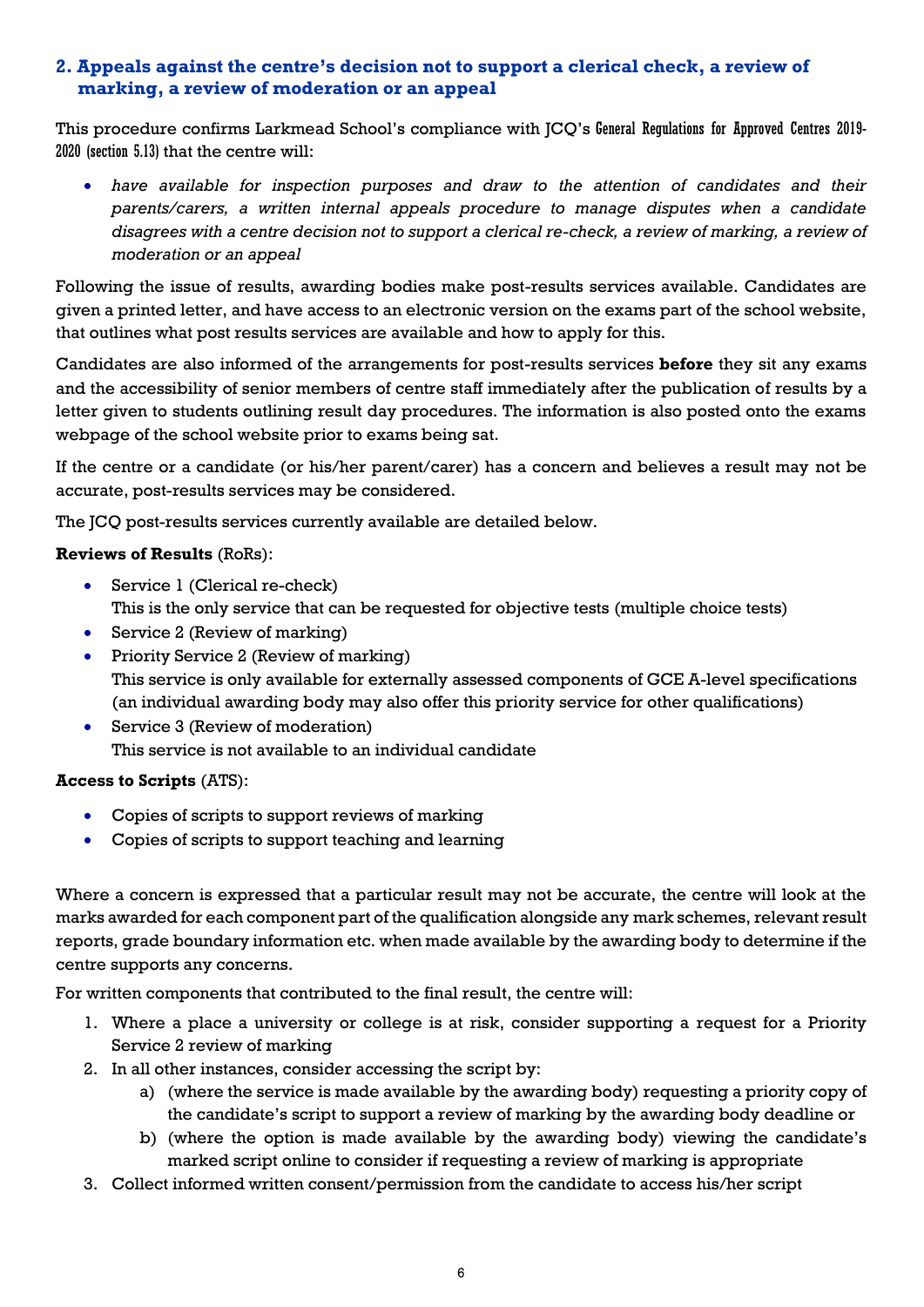## 2. Appeals against the centre's decision not to support a clerical check, a review of marking, a review of moderation or an appeal

This procedure confirms Larkmead School's compliance with JCQ's General Regulations for Approved Centres 2019-2020 (section 5.13) that the centre will:

- *have available for inspection purposes and draw to the attention of candidates and their parents/carers, a written internal appeals procedure to manage disputes when a candidate disagrees with a centre decision not to support a clerical re-check, a review of marking, a review of moderation or an appeal*

Following the issue of results, awarding bodies make post-results services available. Candidates are given a printed letter, and have access to an electronic version on the exams part of the school website, that outlines what post results services are available and how to apply for this.

Candidates are also informed of the arrangements for post-results services **before** they sit any exams and the accessibility of senior members of centre staff immediately after the publication of results by a letter given to students outlining result day procedures. The information is also posted onto the exams webpage of the school website prior to exams being sat.

If the centre or a candidate (or his/her parent/carer) has a concern and believes a result may not be accurate, post-results services may be considered.

The JCQ post-results services currently available are detailed below.

**Reviews of Results** (RoRs):

- Service 1 (Clerical re-check)
  This is the only service that can be requested for objective tests (multiple choice tests)
- Service 2 (Review of marking)
- Priority Service 2 (Review of marking)
  This service is only available for externally assessed components of GCE A-level specifications (an individual awarding body may also offer this priority service for other qualifications)
- Service 3 (Review of moderation)
  This service is not available to an individual candidate

**Access to Scripts** (ATS):

- Copies of scripts to support reviews of marking
- Copies of scripts to support teaching and learning

Where a concern is expressed that a particular result may not be accurate, the centre will look at the marks awarded for each component part of the qualification alongside any mark schemes, relevant result reports, grade boundary information etc. when made available by the awarding body to determine if the centre supports any concerns.

For written components that contributed to the final result, the centre will:

1. Where a place a university or college is at risk, consider supporting a request for a Priority Service 2 review of marking
2. In all other instances, consider accessing the script by:
   a) (where the service is made available by the awarding body) requesting a priority copy of the candidate's script to support a review of marking by the awarding body deadline or
   b) (where the option is made available by the awarding body) viewing the candidate's marked script online to consider if requesting a review of marking is appropriate
3. Collect informed written consent/permission from the candidate to access his/her script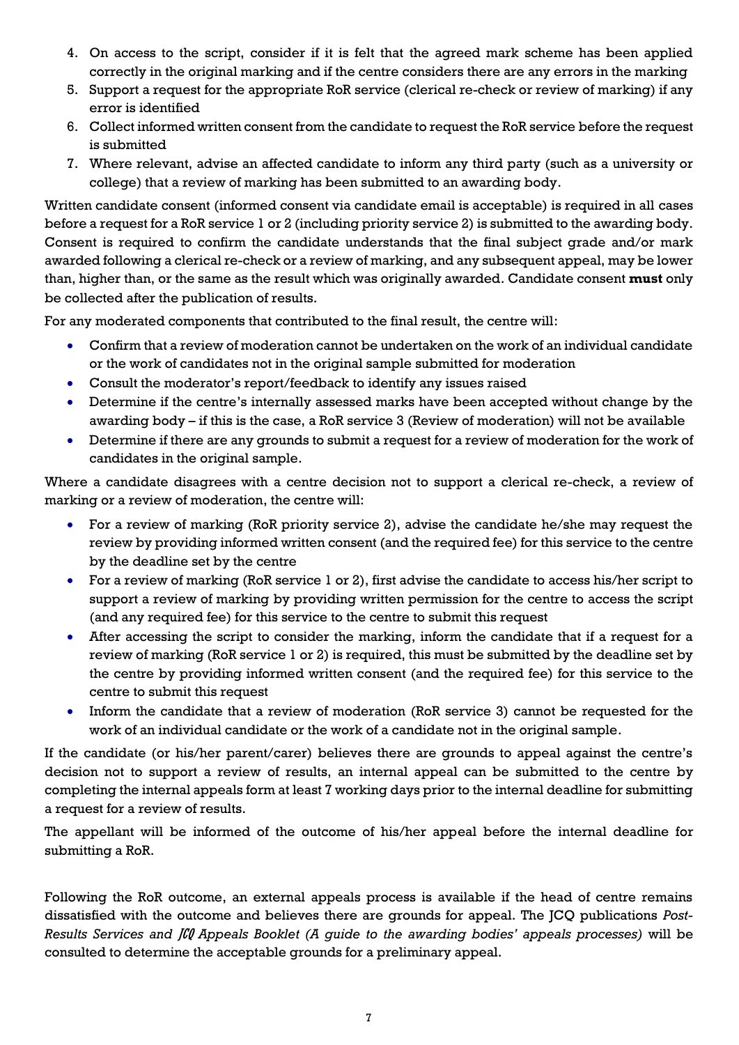4. On access to the script, consider if it is felt that the agreed mark scheme has been applied correctly in the original marking and if the centre considers there are any errors in the marking
5. Support a request for the appropriate RoR service (clerical re-check or review of marking) if any error is identified
6. Collect informed written consent from the candidate to request the RoR service before the request is submitted
7. Where relevant, advise an affected candidate to inform any third party (such as a university or college) that a review of marking has been submitted to an awarding body.

Written candidate consent (informed consent via candidate email is acceptable) is required in all cases before a request for a RoR service 1 or 2 (including priority service 2) is submitted to the awarding body. Consent is required to confirm the candidate understands that the final subject grade and/or mark awarded following a clerical re-check or a review of marking, and any subsequent appeal, may be lower than, higher than, or the same as the result which was originally awarded. Candidate consent **must** only be collected after the publication of results.

For any moderated components that contributed to the final result, the centre will:

- Confirm that a review of moderation cannot be undertaken on the work of an individual candidate or the work of candidates not in the original sample submitted for moderation
- Consult the moderator's report/feedback to identify any issues raised
- Determine if the centre's internally assessed marks have been accepted without change by the awarding body – if this is the case, a RoR service 3 (Review of moderation) will not be available
- Determine if there are any grounds to submit a request for a review of moderation for the work of candidates in the original sample.

Where a candidate disagrees with a centre decision not to support a clerical re-check, a review of marking or a review of moderation, the centre will:

- For a review of marking (RoR priority service 2), advise the candidate he/she may request the review by providing informed written consent (and the required fee) for this service to the centre by the deadline set by the centre
- For a review of marking (RoR service 1 or 2), first advise the candidate to access his/her script to support a review of marking by providing written permission for the centre to access the script (and any required fee) for this service to the centre to submit this request
- After accessing the script to consider the marking, inform the candidate that if a request for a review of marking (RoR service 1 or 2) is required, this must be submitted by the deadline set by the centre by providing informed written consent (and the required fee) for this service to the centre to submit this request
- Inform the candidate that a review of moderation (RoR service 3) cannot be requested for the work of an individual candidate or the work of a candidate not in the original sample.

If the candidate (or his/her parent/carer) believes there are grounds to appeal against the centre's decision not to support a review of results, an internal appeal can be submitted to the centre by completing the internal appeals form at least 7 working days prior to the internal deadline for submitting a request for a review of results.

The appellant will be informed of the outcome of his/her appeal before the internal deadline for submitting a RoR.

Following the RoR outcome, an external appeals process is available if the head of centre remains dissatisfied with the outcome and believes there are grounds for appeal. The JCQ publications *Post-Results Services and JCQ Appeals Booklet (A guide to the awarding bodies' appeals processes)* will be consulted to determine the acceptable grounds for a preliminary appeal.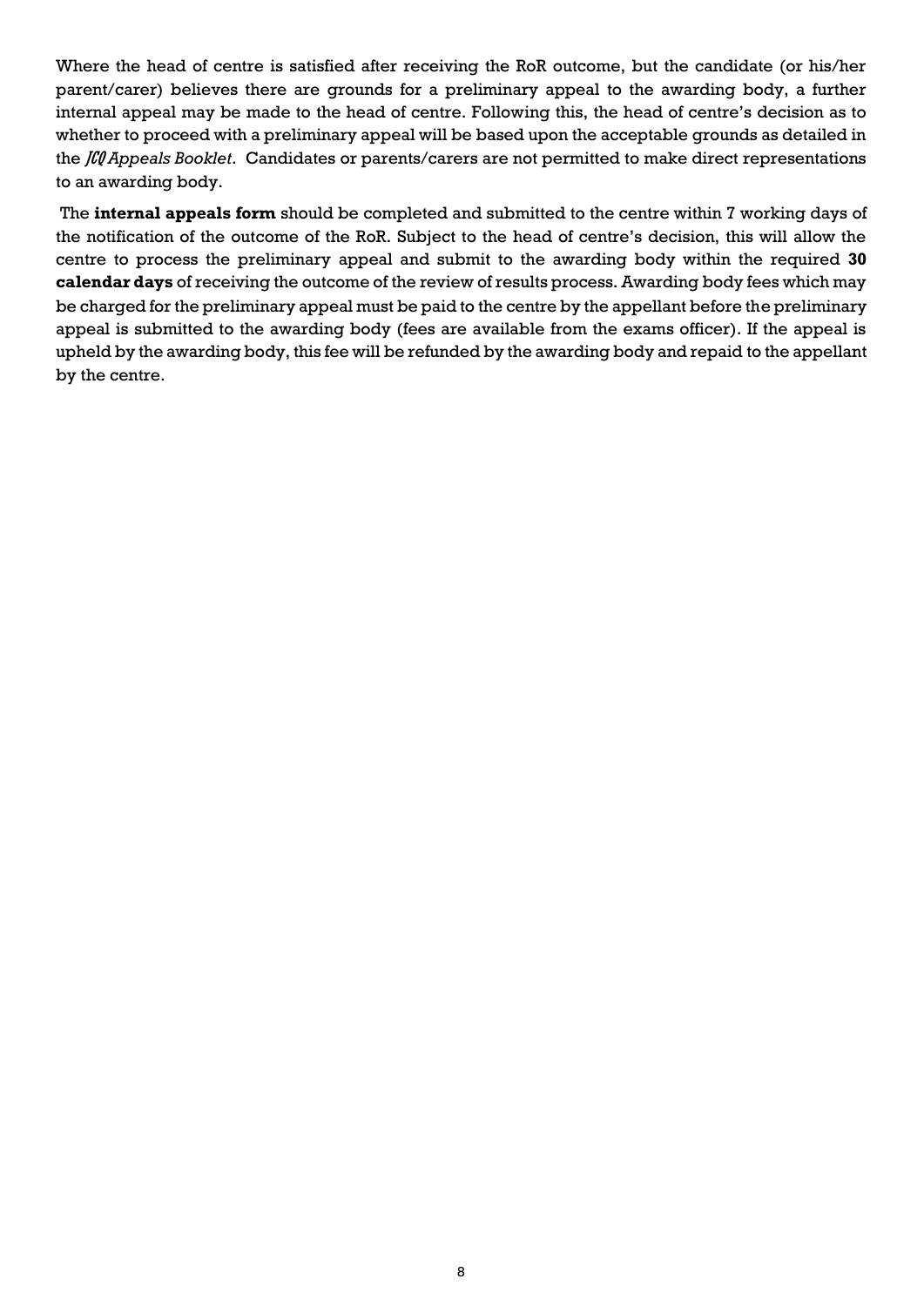Where the head of centre is satisfied after receiving the RoR outcome, but the candidate (or his/her parent/carer) believes there are grounds for a preliminary appeal to the awarding body, a further internal appeal may be made to the head of centre. Following this, the head of centre's decision as to whether to proceed with a preliminary appeal will be based upon the acceptable grounds as detailed in the *JCQ Appeals Booklet*. Candidates or parents/carers are not permitted to make direct representations to an awarding body.

The **internal appeals form** should be completed and submitted to the centre within 7 working days of the notification of the outcome of the RoR. Subject to the head of centre's decision, this will allow the centre to process the preliminary appeal and submit to the awarding body within the required **30 calendar days** of receiving the outcome of the review of results process. Awarding body fees which may be charged for the preliminary appeal must be paid to the centre by the appellant before the preliminary appeal is submitted to the awarding body (fees are available from the exams officer). If the appeal is upheld by the awarding body, this fee will be refunded by the awarding body and repaid to the appellant by the centre.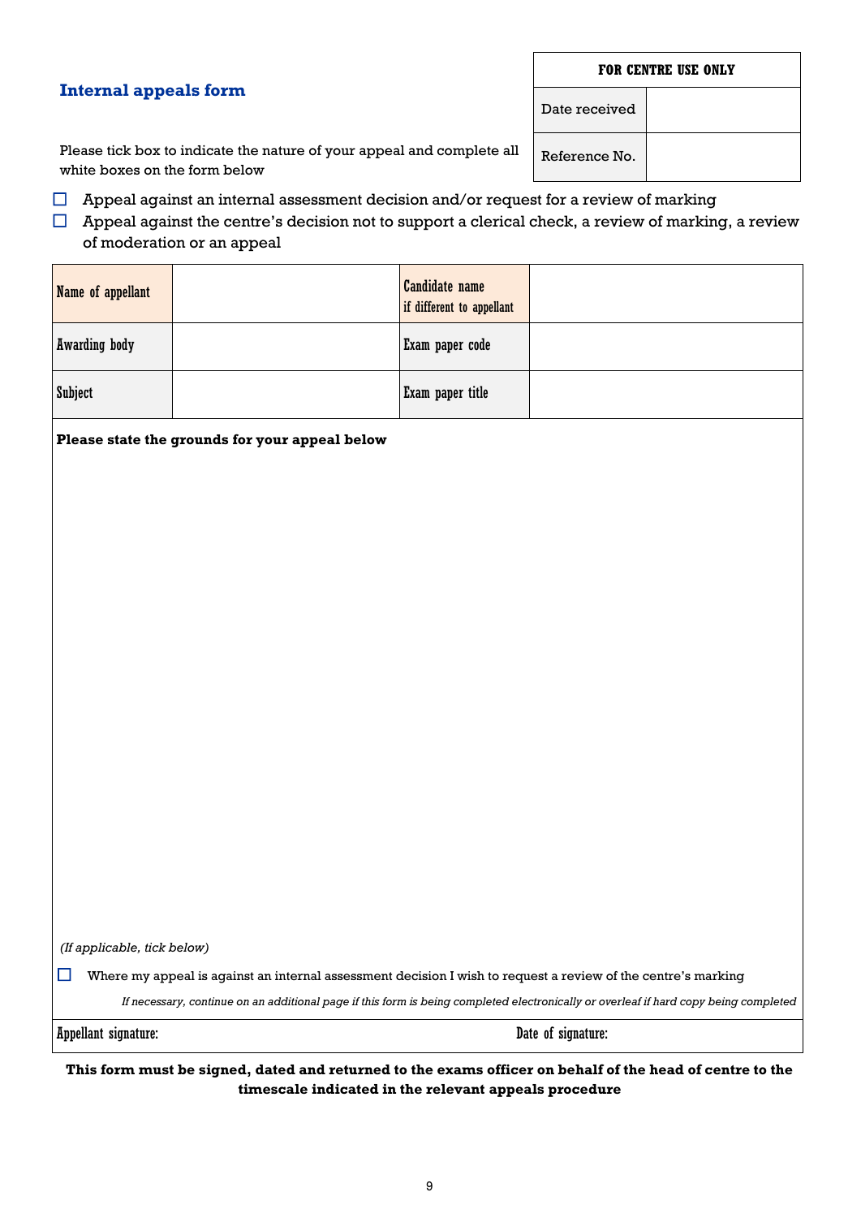## Internal appeals form

| FOR CENTRE USE ONLY | |
|---|---|
| Date received | |
| Reference No. | |

Please tick box to indicate the nature of your appeal and complete all white boxes on the form below

- ☐ Appeal against an internal assessment decision and/or request for a review of marking
- ☐ Appeal against the centre's decision not to support a clerical check, a review of marking, a review of moderation or an appeal

| Name of appellant | | Candidate name if different to appellant | |
|---|---|---|---|
| Awarding body | | Exam paper code | |
| Subject | | Exam paper title | |

**Please state the grounds for your appeal below**

*(If applicable, tick below)*

☐ Where my appeal is against an internal assessment decision I wish to request a review of the centre's marking

*If necessary, continue on an additional page if this form is being completed electronically or overleaf if hard copy being completed*

Appellant signature: Date of signature:

**This form must be signed, dated and returned to the exams officer on behalf of the head of centre to the timescale indicated in the relevant appeals procedure**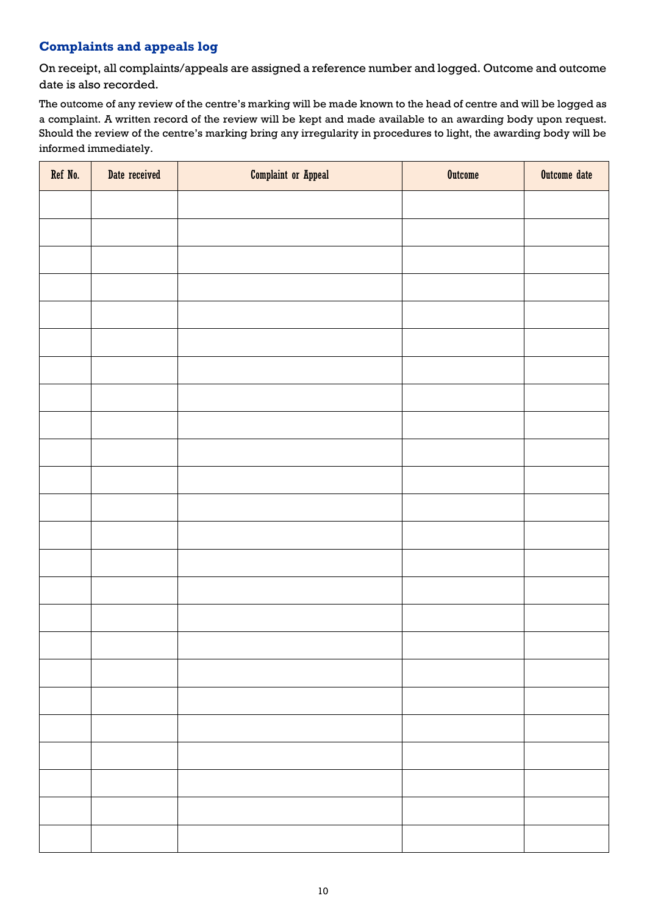## Complaints and appeals log

On receipt, all complaints/appeals are assigned a reference number and logged. Outcome and outcome date is also recorded.

The outcome of any review of the centre's marking will be made known to the head of centre and will be logged as a complaint. A written record of the review will be kept and made available to an awarding body upon request. Should the review of the centre's marking bring any irregularity in procedures to light, the awarding body will be informed immediately.

| Ref No. | Date received | Complaint or Appeal | Outcome | Outcome date |
|---|---|---|---|---|
| | | | | |
| | | | | |
| | | | | |
| | | | | |
| | | | | |
| | | | | |
| | | | | |
| | | | | |
| | | | | |
| | | | | |
| | | | | |
| | | | | |
| | | | | |
| | | | | |
| | | | | |
| | | | | |
| | | | | |
| | | | | |
| | | | | |
| | | | | |
| | | | | |
| | | | | |
| | | | | |
| | | | | |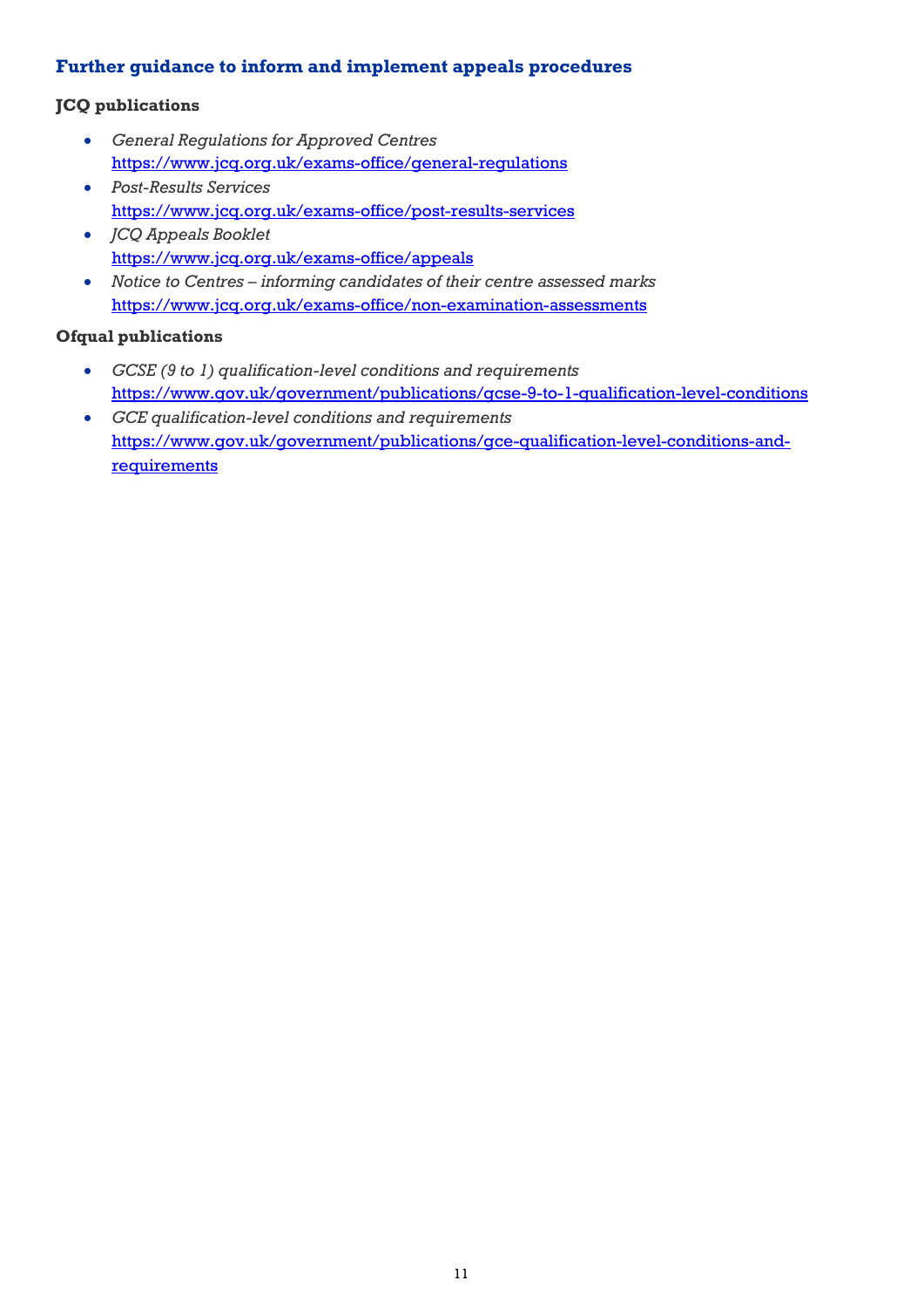## Further guidance to inform and implement appeals procedures

### JCQ publications

- *General Regulations for Approved Centres*
  https://www.jcq.org.uk/exams-office/general-regulations
- *Post-Results Services*
  https://www.jcq.org.uk/exams-office/post-results-services
- *JCQ Appeals Booklet*
  https://www.jcq.org.uk/exams-office/appeals
- *Notice to Centres – informing candidates of their centre assessed marks*
  https://www.jcq.org.uk/exams-office/non-examination-assessments

### Ofqual publications

- *GCSE (9 to 1) qualification-level conditions and requirements*
  https://www.gov.uk/government/publications/gcse-9-to-1-qualification-level-conditions
- *GCE qualification-level conditions and requirements*
  https://www.gov.uk/government/publications/gce-qualification-level-conditions-and-requirements